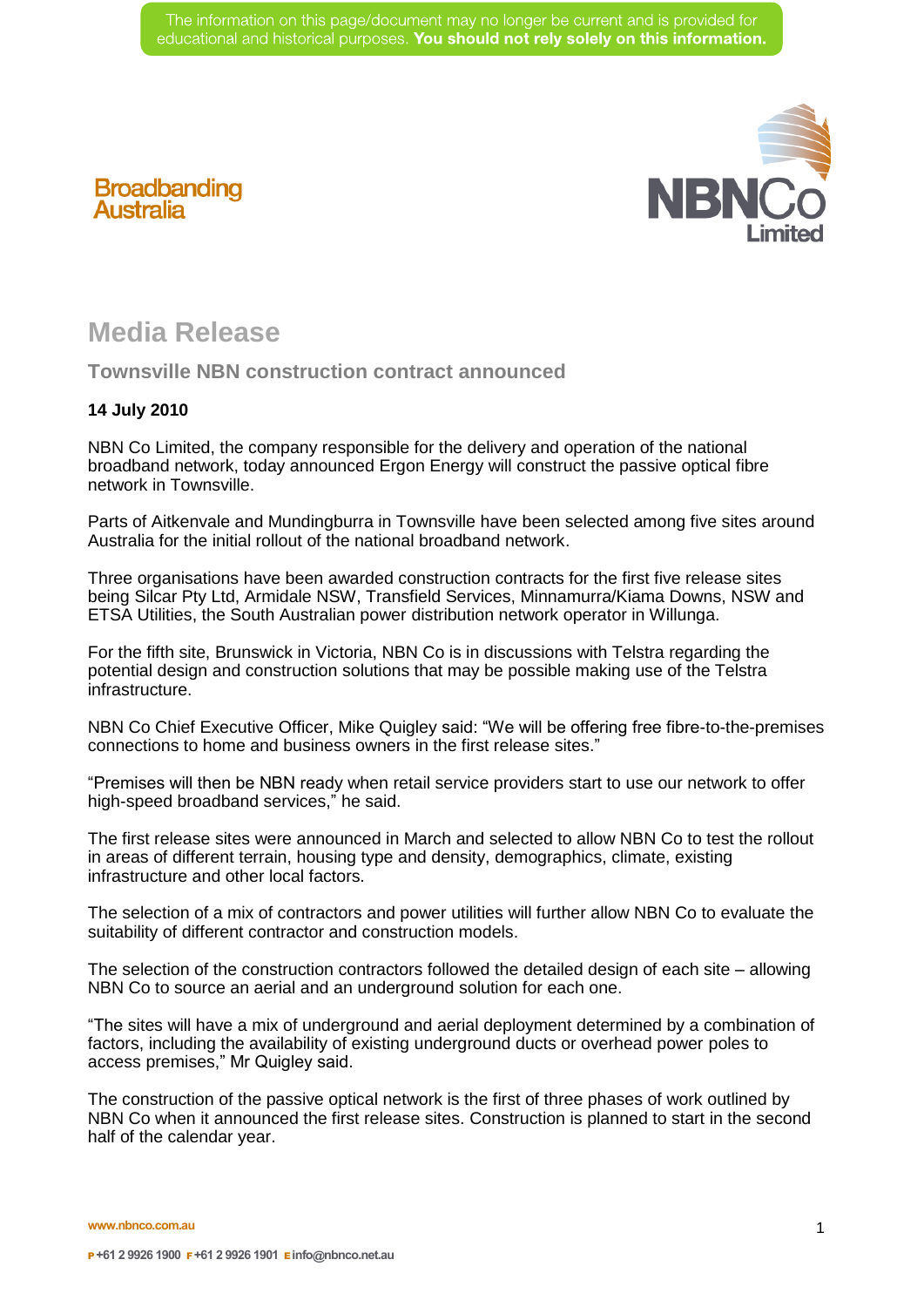The information on this page/document may no longer be current and is provided for educational and historical purposes. **You should not rely solely on this information.**

Broadbanding Australia

NBNCo Limited

# Media Release

## Townsville NBN construction contract announced

**14 July 2010**

NBN Co Limited, the company responsible for the delivery and operation of the national broadband network, today announced Ergon Energy will construct the passive optical fibre network in Townsville.

Parts of Aitkenvale and Mundingburra in Townsville have been selected among five sites around Australia for the initial rollout of the national broadband network.

Three organisations have been awarded construction contracts for the first five release sites being Silcar Pty Ltd, Armidale NSW, Transfield Services, Minnamurra/Kiama Downs, NSW and ETSA Utilities, the South Australian power distribution network operator in Willunga.

For the fifth site, Brunswick in Victoria, NBN Co is in discussions with Telstra regarding the potential design and construction solutions that may be possible making use of the Telstra infrastructure.

NBN Co Chief Executive Officer, Mike Quigley said: "We will be offering free fibre-to-the-premises connections to home and business owners in the first release sites."

"Premises will then be NBN ready when retail service providers start to use our network to offer high-speed broadband services," he said.

The first release sites were announced in March and selected to allow NBN Co to test the rollout in areas of different terrain, housing type and density, demographics, climate, existing infrastructure and other local factors.

The selection of a mix of contractors and power utilities will further allow NBN Co to evaluate the suitability of different contractor and construction models.

The selection of the construction contractors followed the detailed design of each site – allowing NBN Co to source an aerial and an underground solution for each one.

"The sites will have a mix of underground and aerial deployment determined by a combination of factors, including the availability of existing underground ducts or overhead power poles to access premises," Mr Quigley said.

The construction of the passive optical network is the first of three phases of work outlined by NBN Co when it announced the first release sites. Construction is planned to start in the second half of the calendar year.

www.nbnco.com.au

P +61 2 9926 1900 F +61 2 9926 1901 E info@nbnco.net.au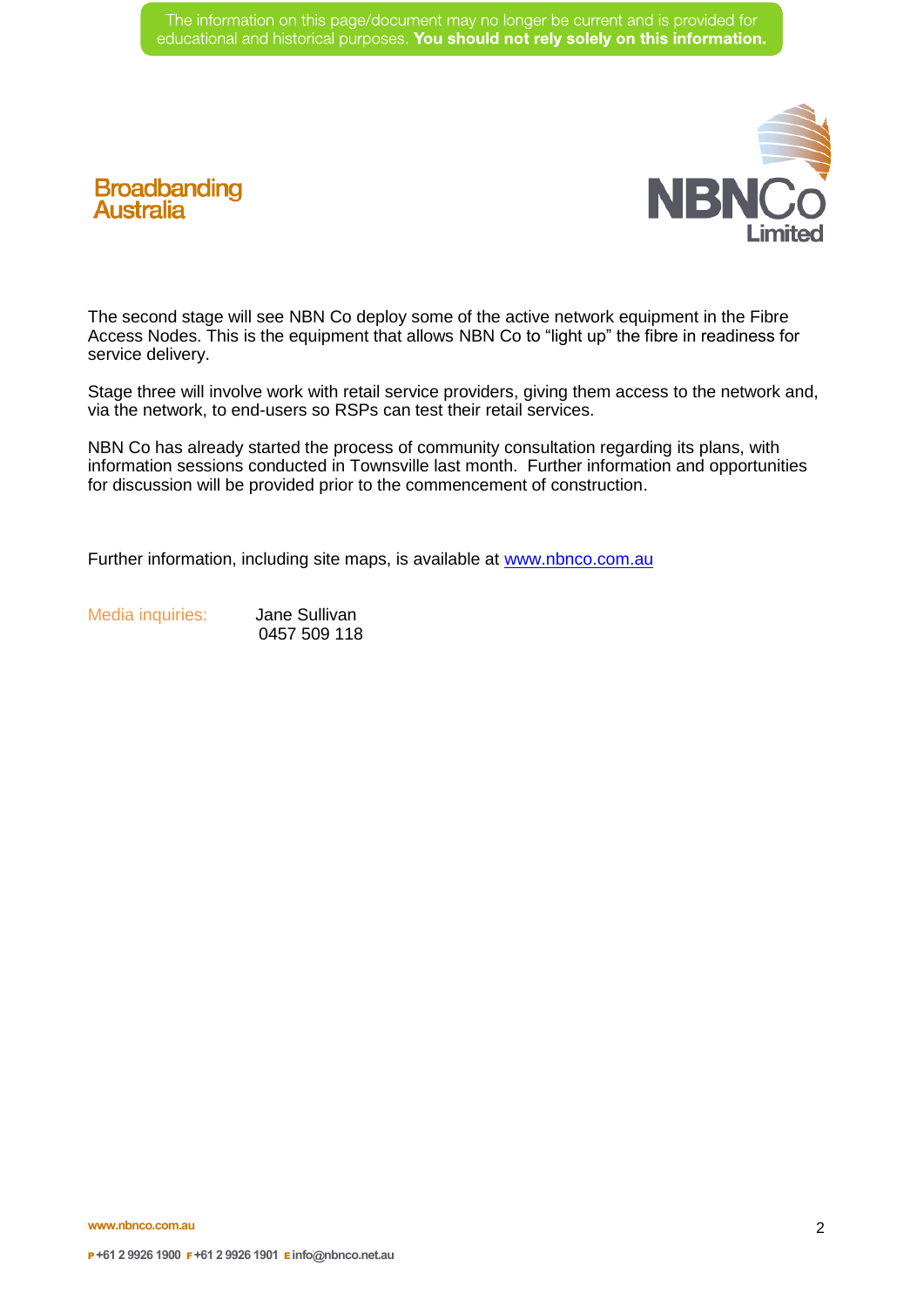The second stage will see NBN Co deploy some of the active network equipment in the Fibre Access Nodes. This is the equipment that allows NBN Co to "light up" the fibre in readiness for service delivery.

Stage three will involve work with retail service providers, giving them access to the network and, via the network, to end-users so RSPs can test their retail services.

NBN Co has already started the process of community consultation regarding its plans, with information sessions conducted in Townsville last month. Further information and opportunities for discussion will be provided prior to the commencement of construction.

Further information, including site maps, is available at [www.nbnco.com.au](http://www.nbnco.com.au)

Media inquiries: Jane Sullivan
0457 509 118